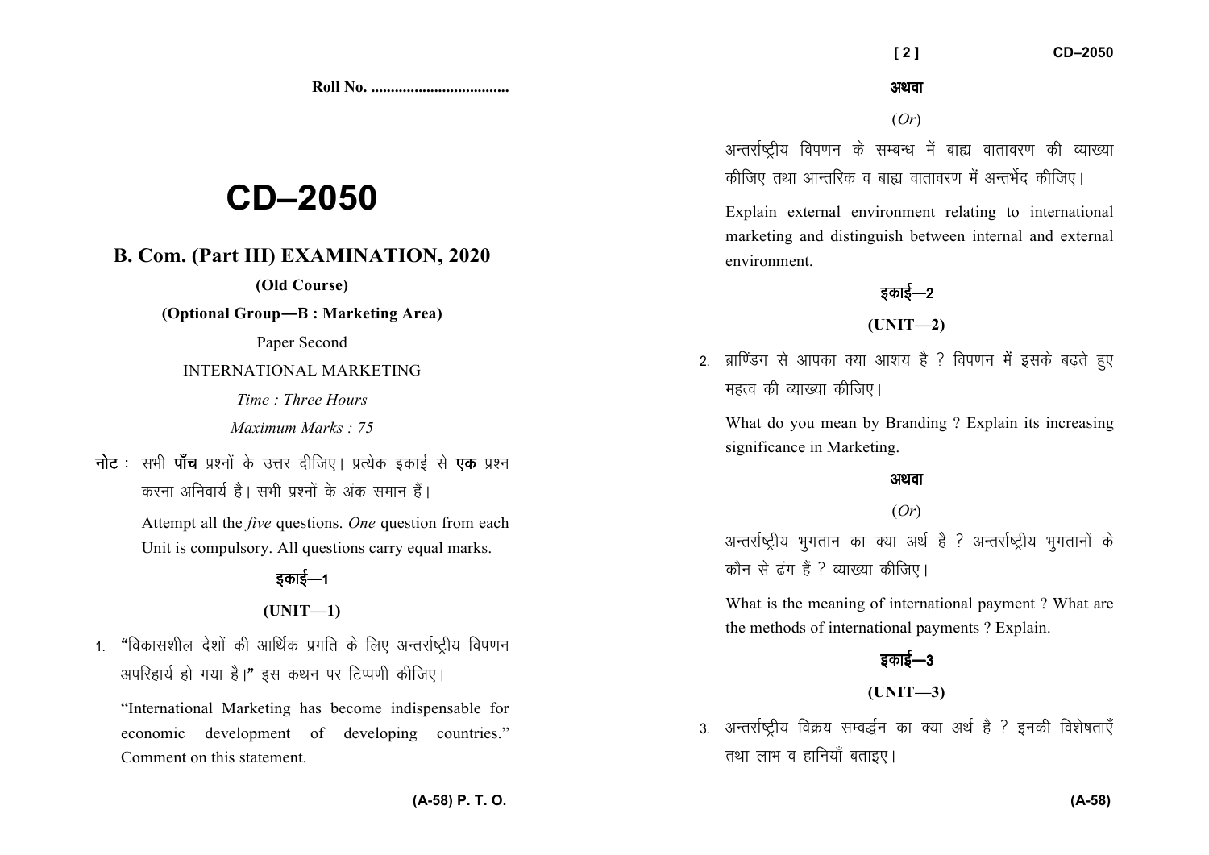Roll No. ...................................

# CD–2050

## B. Com. (Part III) EXAMINATION, 2020

**(Old Course)**

**(Optional Group—B : Marketing Area)**

Paper Second

INTERNATIONAL MARKETING

*Time : Three Hours*

*Maximum Marks : 75*

**नोट :** सभी **पाँच** प्रश्नों के उत्तर दीजिए। प्रत्येक इकाई से **एक** प्रश्न करना अनिवार्य है। सभी प्रश्नों के अंक समान हैं।

Attempt all the *five* questions. *One* question from each Unit is compulsory. All questions carry equal marks.

### इकाई—1

### (UNIT—1)

1. "विकासशील देशों की आर्थिक प्रगति के लिए अन्तर्राष्ट्रीय विपणन अपरिहार्य हो गया है।" इस कथन पर टिप्पणी कीजिए।

   "International Marketing has become indispensable for economic development of developing countries." Comment on this statement.

**अथवा**

(*Or*)

अन्तर्राष्ट्रीय विपणन के सम्बन्ध में बाह्य वातावरण की व्याख्या कीजिए तथा आन्तरिक व बाह्य वातावरण में अन्तर्भेद कीजिए।

Explain external environment relating to international marketing and distinguish between internal and external environment.

### इकाई—2

### (UNIT—2)

2. ब्राण्डिंग से आपका क्या आशय है ? विपणन में इसके बढ़ते हुए महत्व की व्याख्या कीजिए।

   What do you mean by Branding ? Explain its increasing significance in Marketing.

**अथवा**

(*Or*)

अन्तर्राष्ट्रीय भुगतान का क्या अर्थ है ? अन्तर्राष्ट्रीय भुगतानों के कौन से ढंग हैं ? व्याख्या कीजिए।

What is the meaning of international payment ? What are the methods of international payments ? Explain.

### इकाई—3

### (UNIT—3)

3. अन्तर्राष्ट्रीय विक्रय सम्वर्द्धन का क्या अर्थ है ? इनकी विशेषताएँ तथा लाभ व हानियाँ बताइए।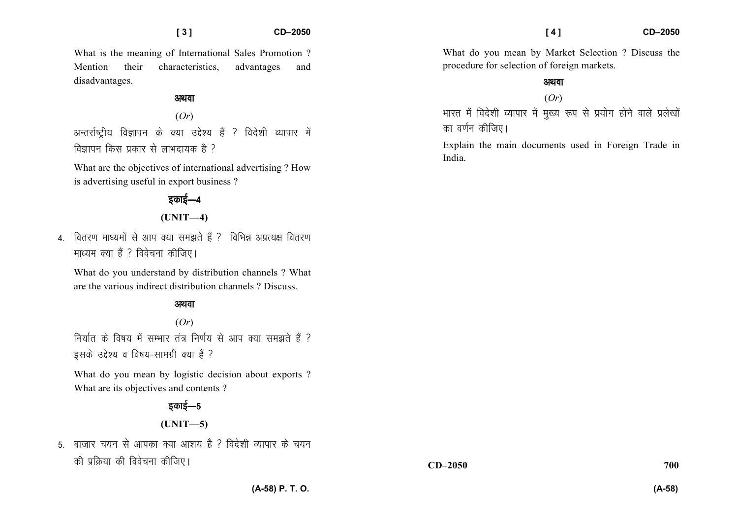What is the meaning of International Sales Promotion ? Mention their characteristics, advantages and disadvantages.

**अथवा**

(*Or*)

अन्तर्राष्ट्रीय विज्ञापन के क्या उद्देश्य हैं ? विदेशी व्यापार में विज्ञापन किस प्रकार से लाभदायक है ?

What are the objectives of international advertising ? How is advertising useful in export business ?

## इकाई—4

## (UNIT—4)

4. वितरण माध्यमों से आप क्या समझते हैं ? विभिन्न अप्रत्यक्ष वितरण माध्यम क्या हैं ? विवेचना कीजिए।

   What do you understand by distribution channels ? What are the various indirect distribution channels ? Discuss.

**अथवा**

(*Or*)

निर्यात के विषय में सम्भार तंत्र निर्णय से आप क्या समझते हैं ? इसके उद्देश्य व विषय-सामग्री क्या हैं ?

What do you mean by logistic decision about exports ? What are its objectives and contents ?

## इकाई—5

## (UNIT—5)

5. बाजार चयन से आपका क्या आशय है ? विदेशी व्यापार के चयन की प्रक्रिया की विवेचना कीजिए।

   What do you mean by Market Selection ? Discuss the procedure for selection of foreign markets.

**अथवा**

(*Or*)

भारत में विदेशी व्यापार में मुख्य रूप से प्रयोग होने वाले प्रलेखों का वर्णन कीजिए।

Explain the main documents used in Foreign Trade in India.

CD–2050 700